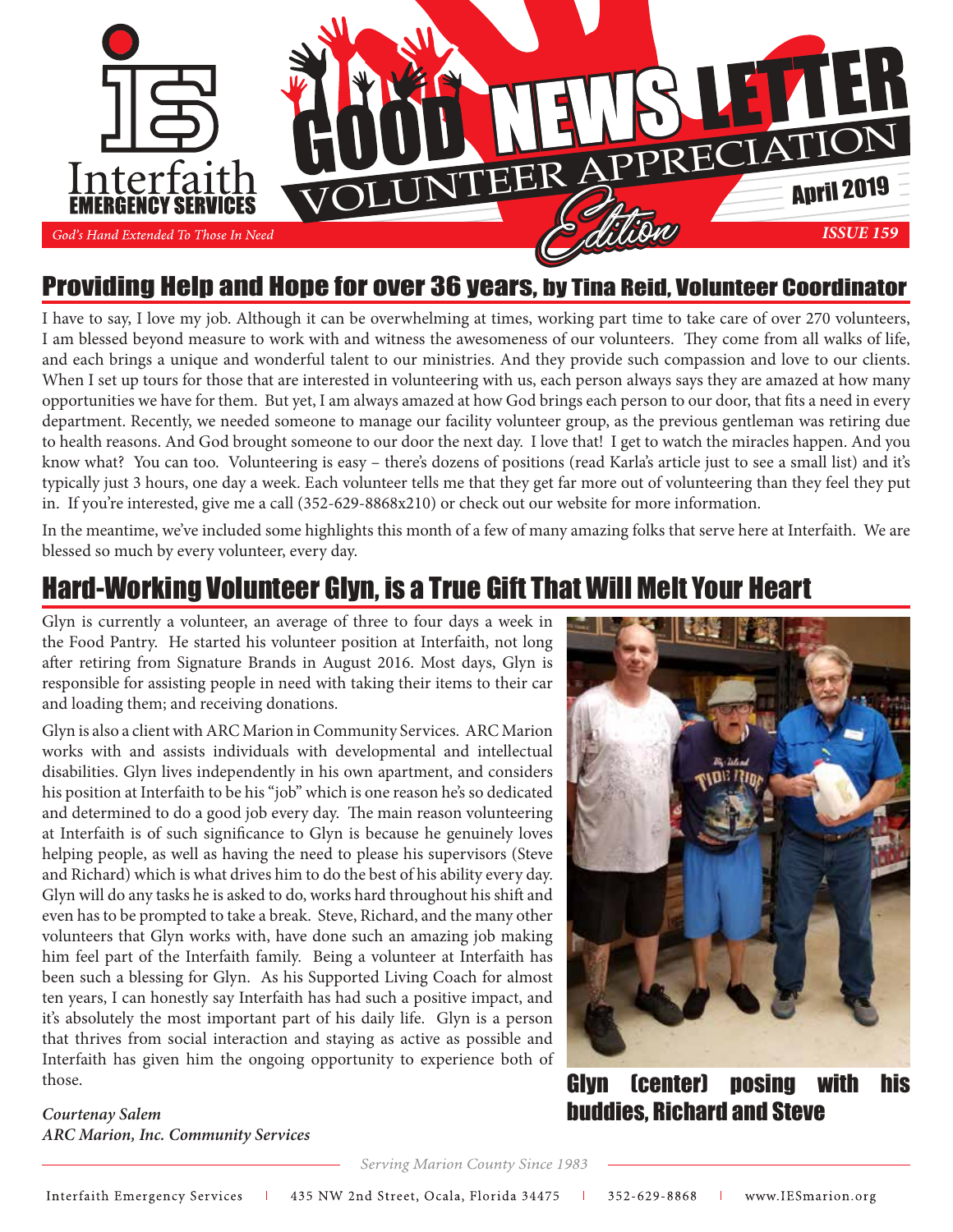Interfaith EMERGENCY SERVICES

*God's Hand Extended To Those In Need*

# GOOD NEWS LETTER

VOLUNTEER APPRECIATION *Edition*

April 2019

*ISSUE 159*

## Providing Help and Hope for over 36 years, by Tina Reid, Volunteer Coordinator

I have to say, I love my job. Although it can be overwhelming at times, working part time to take care of over 270 volunteers, I am blessed beyond measure to work with and witness the awesomeness of our volunteers. They come from all walks of life, and each brings a unique and wonderful talent to our ministries. And they provide such compassion and love to our clients. When I set up tours for those that are interested in volunteering with us, each person always says they are amazed at how many opportunities we have for them. But yet, I am always amazed at how God brings each person to our door, that fits a need in every department. Recently, we needed someone to manage our facility volunteer group, as the previous gentleman was retiring due to health reasons. And God brought someone to our door the next day. I love that! I get to watch the miracles happen. And you know what? You can too. Volunteering is easy – there's dozens of positions (read Karla's article just to see a small list) and it's typically just 3 hours, one day a week. Each volunteer tells me that they get far more out of volunteering than they feel they put in. If you're interested, give me a call (352-629-8868x210) or check out our website for more information.

In the meantime, we've included some highlights this month of a few of many amazing folks that serve here at Interfaith. We are blessed so much by every volunteer, every day.

## Hard-Working Volunteer Glyn, is a True Gift That Will Melt Your Heart

Glyn is currently a volunteer, an average of three to four days a week in the Food Pantry. He started his volunteer position at Interfaith, not long after retiring from Signature Brands in August 2016. Most days, Glyn is responsible for assisting people in need with taking their items to their car and loading them; and receiving donations.

Glyn is also a client with ARC Marion in Community Services. ARC Marion works with and assists individuals with developmental and intellectual disabilities. Glyn lives independently in his own apartment, and considers his position at Interfaith to be his "job" which is one reason he's so dedicated and determined to do a good job every day. The main reason volunteering at Interfaith is of such significance to Glyn is because he genuinely loves helping people, as well as having the need to please his supervisors (Steve and Richard) which is what drives him to do the best of his ability every day. Glyn will do any tasks he is asked to do, works hard throughout his shift and even has to be prompted to take a break. Steve, Richard, and the many other volunteers that Glyn works with, have done such an amazing job making him feel part of the Interfaith family. Being a volunteer at Interfaith has been such a blessing for Glyn. As his Supported Living Coach for almost ten years, I can honestly say Interfaith has had such a positive impact, and it's absolutely the most important part of his daily life. Glyn is a person that thrives from social interaction and staying as active as possible and Interfaith has given him the ongoing opportunity to experience both of those.

*Courtenay Salem*
*ARC Marion, Inc. Community Services*

Glyn (center) posing with his buddies, Richard and Steve

*Serving Marion County Since 1983*

Interfaith Emergency Services | 435 NW 2nd Street, Ocala, Florida 34475 | 352-629-8868 | www.IESmarion.org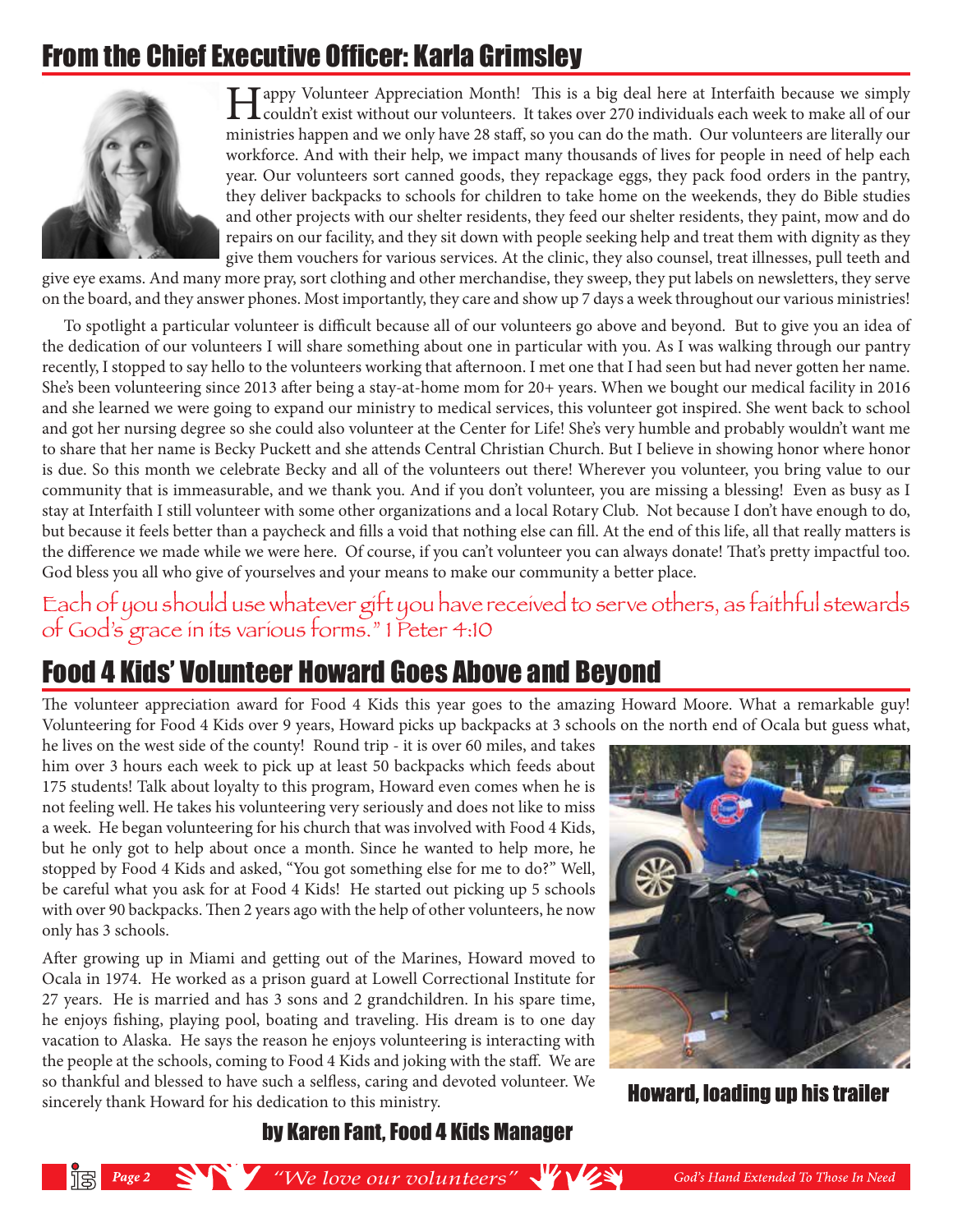## From the Chief Executive Officer: Karla Grimsley

Happy Volunteer Appreciation Month! This is a big deal here at Interfaith because we simply couldn't exist without our volunteers. It takes over 270 individuals each week to make all of our ministries happen and we only have 28 staff, so you can do the math. Our volunteers are literally our workforce. And with their help, we impact many thousands of lives for people in need of help each year. Our volunteers sort canned goods, they repackage eggs, they pack food orders in the pantry, they deliver backpacks to schools for children to take home on the weekends, they do Bible studies and other projects with our shelter residents, they feed our shelter residents, they paint, mow and do repairs on our facility, and they sit down with people seeking help and treat them with dignity as they give them vouchers for various services. At the clinic, they also counsel, treat illnesses, pull teeth and give eye exams. And many more pray, sort clothing and other merchandise, they sweep, they put labels on newsletters, they serve on the board, and they answer phones. Most importantly, they care and show up 7 days a week throughout our various ministries!

To spotlight a particular volunteer is difficult because all of our volunteers go above and beyond. But to give you an idea of the dedication of our volunteers I will share something about one in particular with you. As I was walking through our pantry recently, I stopped to say hello to the volunteers working that afternoon. I met one that I had seen but had never gotten her name. She's been volunteering since 2013 after being a stay-at-home mom for 20+ years. When we bought our medical facility in 2016 and she learned we were going to expand our ministry to medical services, this volunteer got inspired. She went back to school and got her nursing degree so she could also volunteer at the Center for Life! She's very humble and probably wouldn't want me to share that her name is Becky Puckett and she attends Central Christian Church. But I believe in showing honor where honor is due. So this month we celebrate Becky and all of the volunteers out there! Wherever you volunteer, you bring value to our community that is immeasurable, and we thank you. And if you don't volunteer, you are missing a blessing! Even as busy as I stay at Interfaith I still volunteer with some other organizations and a local Rotary Club. Not because I don't have enough to do, but because it feels better than a paycheck and fills a void that nothing else can fill. At the end of this life, all that really matters is the difference we made while we were here. Of course, if you can't volunteer you can always donate! That's pretty impactful too. God bless you all who give of yourselves and your means to make our community a better place.

*Each of you should use whatever gift you have received to serve others, as faithful stewards of God's grace in its various forms." 1 Peter 4:10*

## Food 4 Kids' Volunteer Howard Goes Above and Beyond

The volunteer appreciation award for Food 4 Kids this year goes to the amazing Howard Moore. What a remarkable guy! Volunteering for Food 4 Kids over 9 years, Howard picks up backpacks at 3 schools on the north end of Ocala but guess what, he lives on the west side of the county! Round trip - it is over 60 miles, and takes him over 3 hours each week to pick up at least 50 backpacks which feeds about 175 students! Talk about loyalty to this program, Howard even comes when he is not feeling well. He takes his volunteering very seriously and does not like to miss a week. He began volunteering for his church that was involved with Food 4 Kids, but he only got to help about once a month. Since he wanted to help more, he stopped by Food 4 Kids and asked, "You got something else for me to do?" Well, be careful what you ask for at Food 4 Kids! He started out picking up 5 schools with over 90 backpacks. Then 2 years ago with the help of other volunteers, he now only has 3 schools.

After growing up in Miami and getting out of the Marines, Howard moved to Ocala in 1974. He worked as a prison guard at Lowell Correctional Institute for 27 years. He is married and has 3 sons and 2 grandchildren. In his spare time, he enjoys fishing, playing pool, boating and traveling. His dream is to one day vacation to Alaska. He says the reason he enjoys volunteering is interacting with the people at the schools, coming to Food 4 Kids and joking with the staff. We are so thankful and blessed to have such a selfless, caring and devoted volunteer. We sincerely thank Howard for his dedication to this ministry.

**Howard, loading up his trailer**

**by Karen Fant, Food 4 Kids Manager**

*"We love our volunteers"*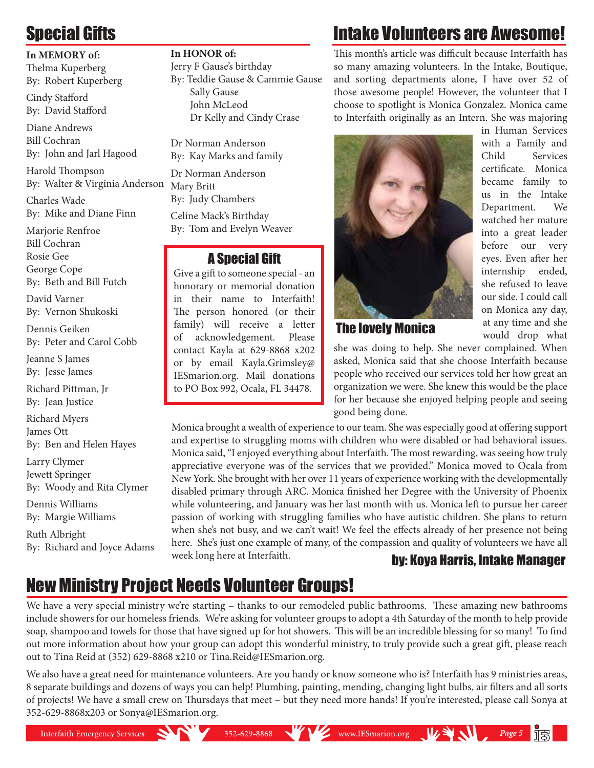## Special Gifts

**In MEMORY of:**

Thelma Kuperberg
By: Robert Kuperberg

Cindy Stafford
By: David Stafford

Diane Andrews
Bill Cochran
By: John and Jarl Hagood

Harold Thompson
By: Walter & Virginia Anderson

Charles Wade
By: Mike and Diane Finn

Marjorie Renfroe
Bill Cochran
Rosie Gee
George Cope
By: Beth and Bill Futch

David Varner
By: Vernon Shukoski

Dennis Geiken
By: Peter and Carol Cobb

Jeanne S James
By: Jesse James

Richard Pittman, Jr
By: Jean Justice

Richard Myers
James Ott
By: Ben and Helen Hayes

Larry Clymer
Jewett Springer
By: Woody and Rita Clymer

Dennis Williams
By: Margie Williams

Ruth Albright
By: Richard and Joyce Adams

**In HONOR of:**

Jerry F Gause's birthday
By: Teddie Gause & Cammie Gause
Sally Gause
John McLeod
Dr Kelly and Cindy Crase

Dr Norman Anderson
By: Kay Marks and family

Dr Norman Anderson
Mary Britt
By: Judy Chambers

Celine Mack's Birthday
By: Tom and Evelyn Weaver

### A Special Gift

Give a gift to someone special - an honorary or memorial donation in their name to Interfaith! The person honored (or their family) will receive a letter of acknowledgement. Please contact Kayla at 629-8868 x202 or by email Kayla.Grimsley@IESmarion.org. Mail donations to PO Box 992, Ocala, FL 34478.

## Intake Volunteers are Awesome!

This month's article was difficult because Interfaith has so many amazing volunteers. In the Intake, Boutique, and sorting departments alone, I have over 52 of those awesome people! However, the volunteer that I choose to spotlight is Monica Gonzalez. Monica came to Interfaith originally as an Intern. She was majoring in Human Services with a Family and Child Services certificate. Monica became family to us in the Intake Department. We watched her mature into a great leader before our very eyes. Even after her internship ended, she refused to leave our side. I could call on Monica any day, at any time and she would drop what she was doing to help. She never complained. When asked, Monica said that she choose Interfaith because people who received our services told her how great an organization we were. She knew this would be the place for her because she enjoyed helping people and seeing good being done.

The lovely Monica

Monica brought a wealth of experience to our team. She was especially good at offering support and expertise to struggling moms with children who were disabled or had behavioral issues. Monica said, "I enjoyed everything about Interfaith. The most rewarding, was seeing how truly appreciative everyone was of the services that we provided." Monica moved to Ocala from New York. She brought with her over 11 years of experience working with the developmentally disabled primary through ARC. Monica finished her Degree with the University of Phoenix while volunteering, and January was her last month with us. Monica left to pursue her career passion of working with struggling families who have autistic children. She plans to return when she's not busy, and we can't wait! We feel the effects already of her presence not being here. She's just one example of many, of the compassion and quality of volunteers we have all week long here at Interfaith.

**by: Koya Harris, Intake Manager**

## New Ministry Project Needs Volunteer Groups!

We have a very special ministry we're starting – thanks to our remodeled public bathrooms. These amazing new bathrooms include showers for our homeless friends. We're asking for volunteer groups to adopt a 4th Saturday of the month to help provide soap, shampoo and towels for those that have signed up for hot showers. This will be an incredible blessing for so many! To find out more information about how your group can adopt this wonderful ministry, to truly provide such a great gift, please reach out to Tina Reid at (352) 629-8868 x210 or Tina.Reid@IESmarion.org.

We also have a great need for maintenance volunteers. Are you handy or know someone who is? Interfaith has 9 ministries areas, 8 separate buildings and dozens of ways you can help! Plumbing, painting, mending, changing light bulbs, air filters and all sorts of projects! We have a small crew on Thursdays that meet – but they need more hands! If you're interested, please call Sonya at 352-629-8868x203 or Sonya@IESmarion.org.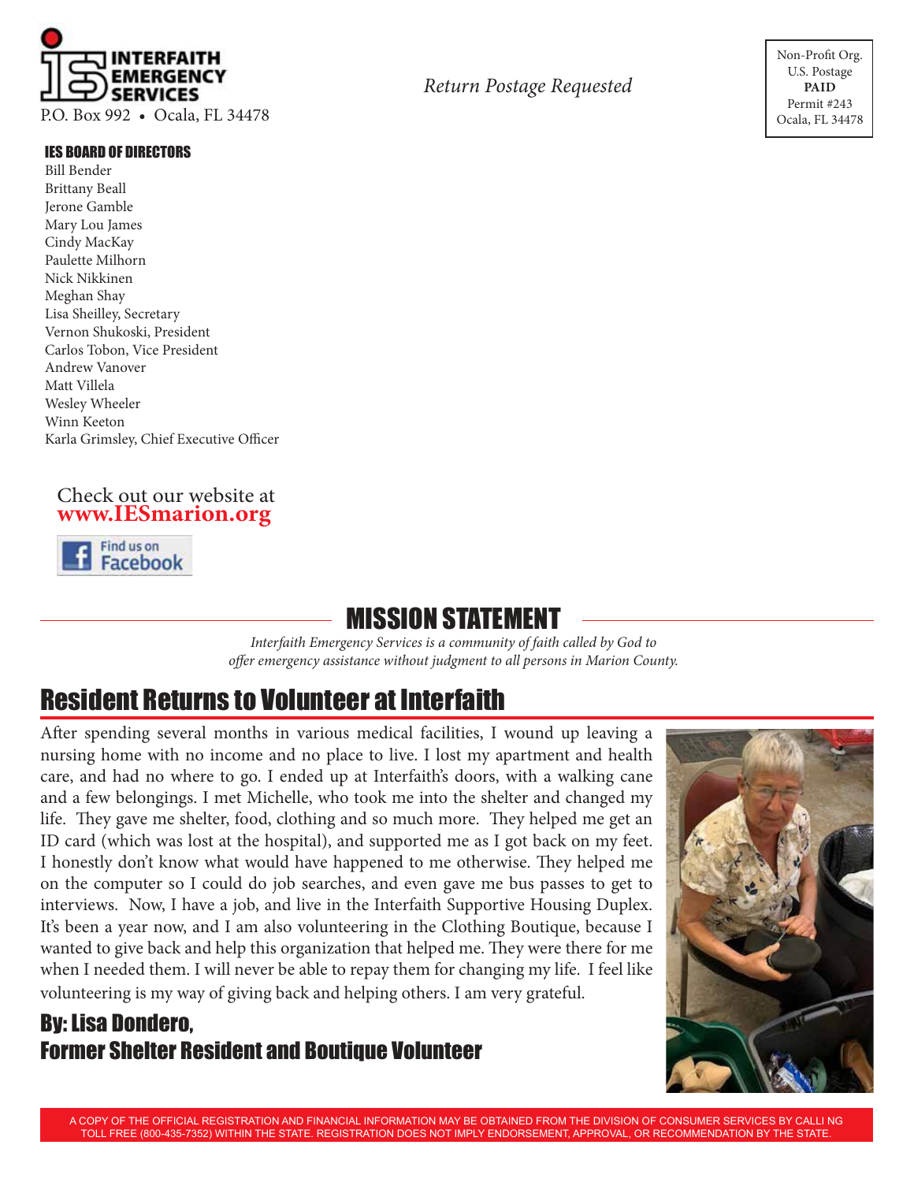**INTERFAITH EMERGENCY SERVICES**
P.O. Box 992 • Ocala, FL 34478

*Return Postage Requested*

Non-Profit Org.
U.S. Postage
**PAID**
Permit #243
Ocala, FL 34478

**IES BOARD OF DIRECTORS**

Bill Bender
Brittany Beall
Jerone Gamble
Mary Lou James
Cindy MacKay
Paulette Milhorn
Nick Nikkinen
Meghan Shay
Lisa Sheilley, Secretary
Vernon Shukoski, President
Carlos Tobon, Vice President
Andrew Vanover
Matt Villela
Wesley Wheeler
Winn Keeton
Karla Grimsley, Chief Executive Officer

Check out our website at
**www.IESmarion.org**

Find us on Facebook

## MISSION STATEMENT

*Interfaith Emergency Services is a community of faith called by God to offer emergency assistance without judgment to all persons in Marion County.*

# Resident Returns to Volunteer at Interfaith

After spending several months in various medical facilities, I wound up leaving a nursing home with no income and no place to live. I lost my apartment and health care, and had no where to go. I ended up at Interfaith's doors, with a walking cane and a few belongings. I met Michelle, who took me into the shelter and changed my life. They gave me shelter, food, clothing and so much more. They helped me get an ID card (which was lost at the hospital), and supported me as I got back on my feet. I honestly don't know what would have happened to me otherwise. They helped me on the computer so I could do job searches, and even gave me bus passes to get to interviews. Now, I have a job, and live in the Interfaith Supportive Housing Duplex. It's been a year now, and I am also volunteering in the Clothing Boutique, because I wanted to give back and help this organization that helped me. They were there for me when I needed them. I will never be able to repay them for changing my life. I feel like volunteering is my way of giving back and helping others. I am very grateful.

**By: Lisa Dondero,**
**Former Shelter Resident and Boutique Volunteer**

A COPY OF THE OFFICIAL REGISTRATION AND FINANCIAL INFORMATION MAY BE OBTAINED FROM THE DIVISION OF CONSUMER SERVICES BY CALLING TOLL FREE (800-435-7352) WITHIN THE STATE. REGISTRATION DOES NOT IMPLY ENDORSEMENT, APPROVAL, OR RECOMMENDATION BY THE STATE.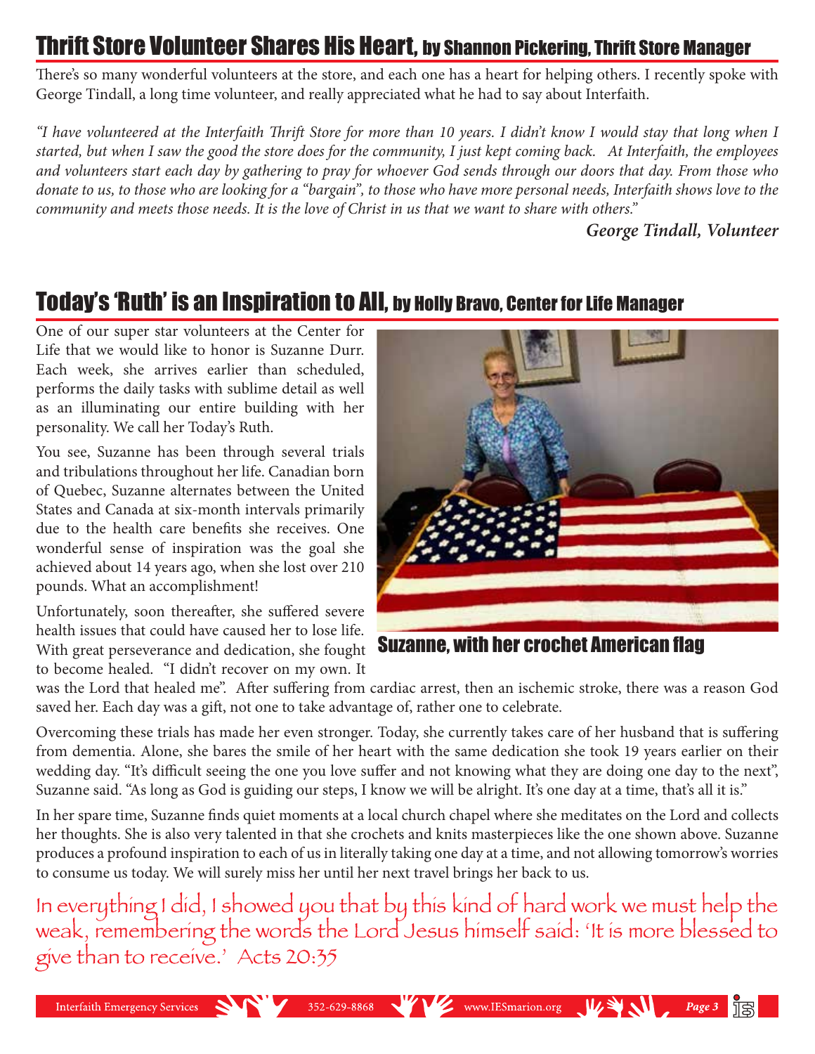## Thrift Store Volunteer Shares His Heart, by Shannon Pickering, Thrift Store Manager

There's so many wonderful volunteers at the store, and each one has a heart for helping others. I recently spoke with George Tindall, a long time volunteer, and really appreciated what he had to say about Interfaith.

*"I have volunteered at the Interfaith Thrift Store for more than 10 years. I didn't know I would stay that long when I started, but when I saw the good the store does for the community, I just kept coming back. At Interfaith, the employees and volunteers start each day by gathering to pray for whoever God sends through our doors that day. From those who donate to us, to those who are looking for a "bargain", to those who have more personal needs, Interfaith shows love to the community and meets those needs. It is the love of Christ in us that we want to share with others."*

***George Tindall, Volunteer***

## Today's 'Ruth' is an Inspiration to All, by Holly Bravo, Center for Life Manager

One of our super star volunteers at the Center for Life that we would like to honor is Suzanne Durr. Each week, she arrives earlier than scheduled, performs the daily tasks with sublime detail as well as an illuminating our entire building with her personality. We call her Today's Ruth.

You see, Suzanne has been through several trials and tribulations throughout her life. Canadian born of Quebec, Suzanne alternates between the United States and Canada at six-month intervals primarily due to the health care benefits she receives. One wonderful sense of inspiration was the goal she achieved about 14 years ago, when she lost over 210 pounds. What an accomplishment!

Unfortunately, soon thereafter, she suffered severe health issues that could have caused her to lose life. With great perseverance and dedication, she fought to become healed. "I didn't recover on my own. It was the Lord that healed me". After suffering from cardiac arrest, then an ischemic stroke, there was a reason God saved her. Each day was a gift, not one to take advantage of, rather one to celebrate.

Suzanne, with her crochet American flag

Overcoming these trials has made her even stronger. Today, she currently takes care of her husband that is suffering from dementia. Alone, she bares the smile of her heart with the same dedication she took 19 years earlier on their wedding day. "It's difficult seeing the one you love suffer and not knowing what they are doing one day to the next", Suzanne said. "As long as God is guiding our steps, I know we will be alright. It's one day at a time, that's all it is."

In her spare time, Suzanne finds quiet moments at a local church chapel where she meditates on the Lord and collects her thoughts. She is also very talented in that she crochets and knits masterpieces like the one shown above. Suzanne produces a profound inspiration to each of us in literally taking one day at a time, and not allowing tomorrow's worries to consume us today. We will surely miss her until her next travel brings her back to us.

In everything I did, I showed you that by this kind of hard work we must help the weak, remembering the words the Lord Jesus himself said: 'It is more blessed to give than to receive.' Acts 20:35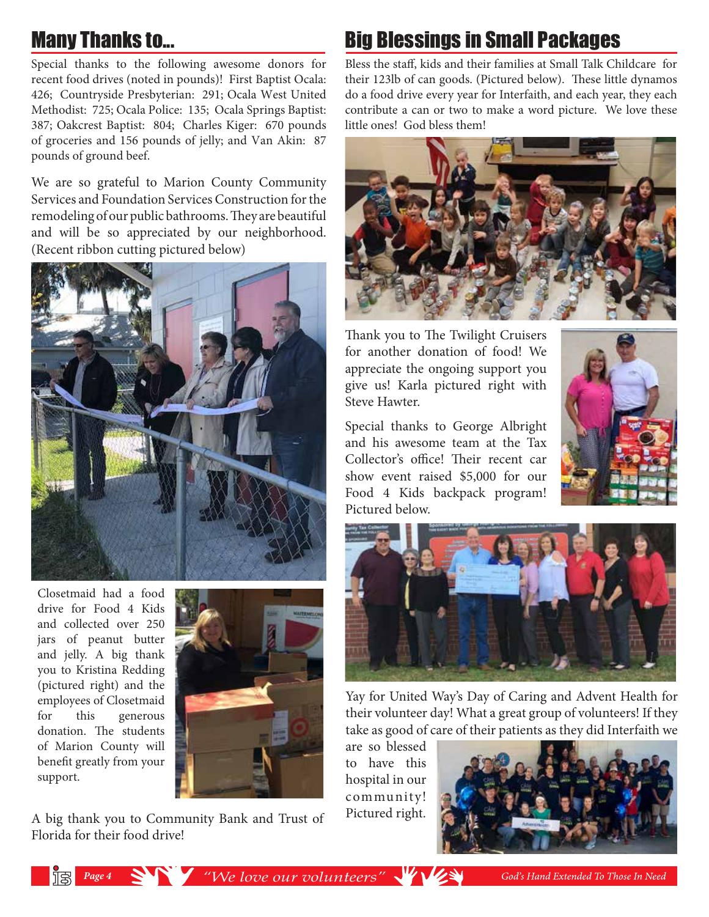## Many Thanks to...

Special thanks to the following awesome donors for recent food drives (noted in pounds)! First Baptist Ocala: 426; Countryside Presbyterian: 291; Ocala West United Methodist: 725; Ocala Police: 135; Ocala Springs Baptist: 387; Oakcrest Baptist: 804; Charles Kiger: 670 pounds of groceries and 156 pounds of jelly; and Van Akin: 87 pounds of ground beef.

We are so grateful to Marion County Community Services and Foundation Services Construction for the remodeling of our public bathrooms. They are beautiful and will be so appreciated by our neighborhood. (Recent ribbon cutting pictured below)

Closetmaid had a food drive for Food 4 Kids and collected over 250 jars of peanut butter and jelly. A big thank you to Kristina Redding (pictured right) and the employees of Closetmaid for this generous donation. The students of Marion County will benefit greatly from your support.

A big thank you to Community Bank and Trust of Florida for their food drive!

## Big Blessings in Small Packages

Bless the staff, kids and their families at Small Talk Childcare for their 123lb of can goods. (Pictured below). These little dynamos do a food drive every year for Interfaith, and each year, they each contribute a can or two to make a word picture. We love these little ones! God bless them!

Thank you to The Twilight Cruisers for another donation of food! We appreciate the ongoing support you give us! Karla pictured right with Steve Hawter.

Special thanks to George Albright and his awesome team at the Tax Collector's office! Their recent car show event raised $5,000 for our Food 4 Kids backpack program! Pictured below.

Yay for United Way's Day of Caring and Advent Health for their volunteer day! What a great group of volunteers! If they take as good of care of their patients as they did Interfaith we are so blessed to have this hospital in our community! Pictured right.